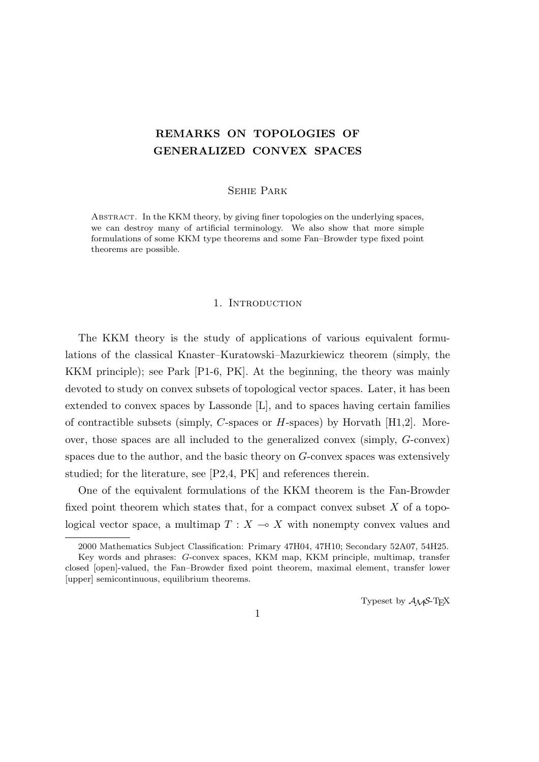# REMARKS ON TOPOLOGIES OF GENERALIZED CONVEX SPACES

Sehie Park

Abstract. In the KKM theory, by giving finer topologies on the underlying spaces, we can destroy many of artificial terminology. We also show that more simple formulations of some KKM type theorems and some Fan–Browder type fixed point theorems are possible.

## 1. Introduction

The KKM theory is the study of applications of various equivalent formulations of the classical Knaster–Kuratowski–Mazurkiewicz theorem (simply, the KKM principle); see Park [P1-6, PK]. At the beginning, the theory was mainly devoted to study on convex subsets of topological vector spaces. Later, it has been extended to convex spaces by Lassonde [L], and to spaces having certain families of contractible subsets (simply, $C$-spaces or $H$-spaces) by Horvath [H1,2]. Moreover, those spaces are all included to the generalized convex (simply, $G$-convex) spaces due to the author, and the basic theory on $G$-convex spaces was extensively studied; for the literature, see [P2,4, PK] and references therein.

One of the equivalent formulations of the KKM theorem is the Fan-Browder fixed point theorem which states that, for a compact convex subset $X$ of a topological vector space, a multimap $T : X \multimap X$ with nonempty convex values and

---

2000 Mathematics Subject Classification: Primary 47H04, 47H10; Secondary 52A07, 54H25.

Key words and phrases: $G$-convex spaces, KKM map, KKM principle, multimap, transfer closed [open]-valued, the Fan–Browder fixed point theorem, maximal element, transfer lower [upper] semicontinuous, equilibrium theorems.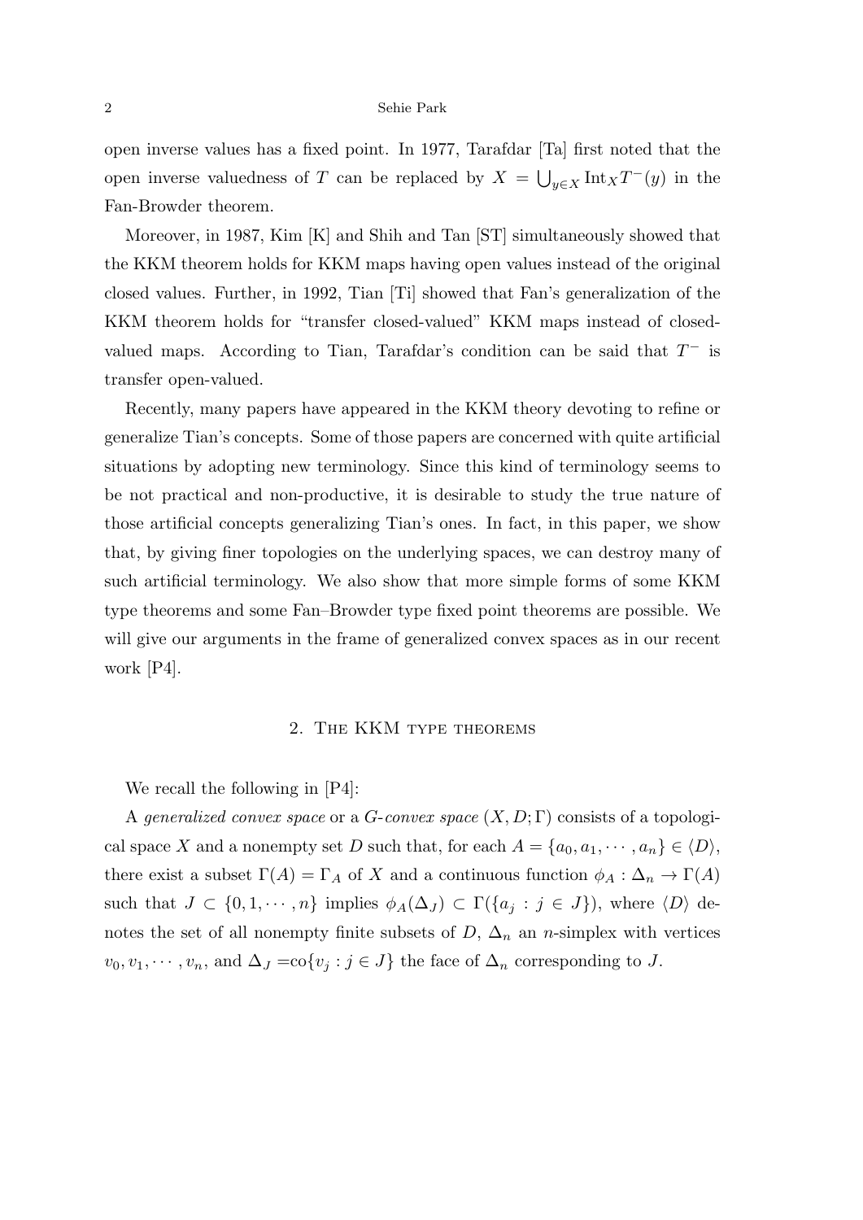open inverse values has a fixed point. In 1977, Tarafdar [Ta] first noted that the open inverse valuedness of $T$ can be replaced by $X = \bigcup_{y\in X} \mathrm{Int}_X T^{-}(y)$ in the Fan-Browder theorem.

Moreover, in 1987, Kim [K] and Shih and Tan [ST] simultaneously showed that the KKM theorem holds for KKM maps having open values instead of the original closed values. Further, in 1992, Tian [Ti] showed that Fan's generalization of the KKM theorem holds for "transfer closed-valued" KKM maps instead of closed-valued maps. According to Tian, Tarafdar's condition can be said that $T^{-}$ is transfer open-valued.

Recently, many papers have appeared in the KKM theory devoting to refine or generalize Tian's concepts. Some of those papers are concerned with quite artificial situations by adopting new terminology. Since this kind of terminology seems to be not practical and non-productive, it is desirable to study the true nature of those artificial concepts generalizing Tian's ones. In fact, in this paper, we show that, by giving finer topologies on the underlying spaces, we can destroy many of such artificial terminology. We also show that more simple forms of some KKM type theorems and some Fan–Browder type fixed point theorems are possible. We will give our arguments in the frame of generalized convex spaces as in our recent work [P4].

## 2. The KKM type theorems

We recall the following in [P4]:

A *generalized convex space* or a *G-convex space* $(X, D; \Gamma)$ consists of a topological space $X$ and a nonempty set $D$ such that, for each $A = \{a_0, a_1, \cdots, a_n\} \in \langle D\rangle$, there exist a subset $\Gamma(A) = \Gamma_A$ of $X$ and a continuous function $\phi_A : \Delta_n \to \Gamma(A)$ such that $J \subset \{0, 1, \cdots, n\}$ implies $\phi_A(\Delta_J) \subset \Gamma(\{a_j : j \in J\})$, where $\langle D\rangle$ denotes the set of all nonempty finite subsets of $D$, $\Delta_n$ an $n$-simplex with vertices $v_0, v_1, \cdots, v_n$, and $\Delta_J = \mathrm{co}\{v_j : j \in J\}$ the face of $\Delta_n$ corresponding to $J$.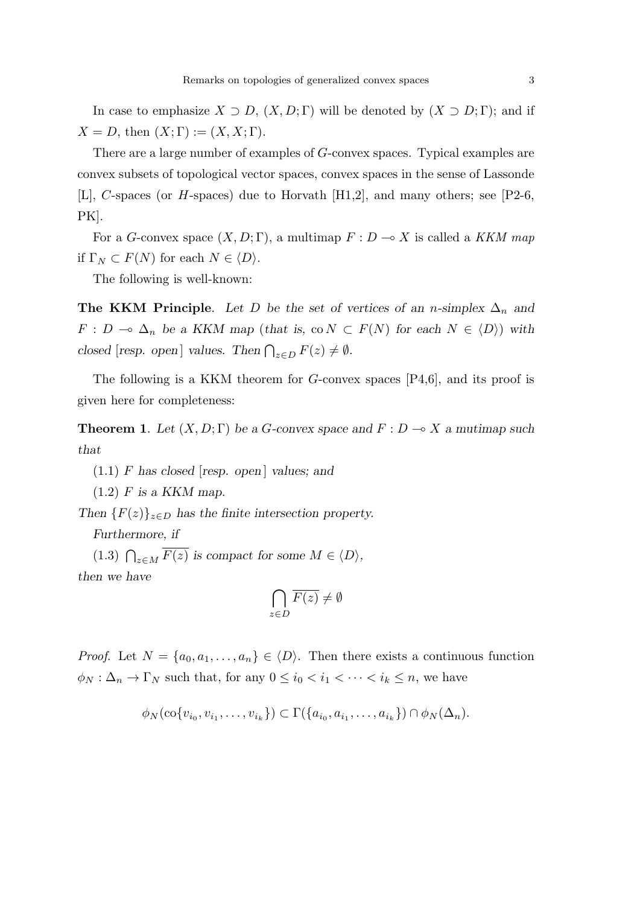In case to emphasize $X \supset D$, $(X, D; \Gamma)$ will be denoted by $(X \supset D; \Gamma)$; and if $X = D$, then $(X; \Gamma) := (X, X; \Gamma)$.

There are a large number of examples of $G$-convex spaces. Typical examples are convex subsets of topological vector spaces, convex spaces in the sense of Lassonde [L], $C$-spaces (or $H$-spaces) due to Horvath [H1,2], and many others; see [P2-6, PK].

For a $G$-convex space $(X, D; \Gamma)$, a multimap $F : D \multimap X$ is called a *KKM map* if $\Gamma_N \subset F(N)$ for each $N \in \langle D \rangle$.

The following is well-known:

**The KKM Principle**. *Let $D$ be the set of vertices of an $n$-simplex $\Delta_n$ and $F : D \multimap \Delta_n$ be a KKM map (that is, $\operatorname{co} N \subset F(N)$ for each $N \in \langle D \rangle$) with closed [resp. open] values. Then $\bigcap_{z \in D} F(z) \neq \emptyset$.*

The following is a KKM theorem for $G$-convex spaces [P4,6], and its proof is given here for completeness:

**Theorem 1**. *Let $(X, D; \Gamma)$ be a $G$-convex space and $F : D \multimap X$ a mutimap such that*

(1.1) *$F$ has closed [resp. open] values; and*

(1.2) *$F$ is a KKM map.*

*Then $\{F(z)\}_{z \in D}$ has the finite intersection property.*

*Furthermore, if*

(1.3) *$\bigcap_{z \in M} \overline{F(z)}$ is compact for some $M \in \langle D \rangle$,*

*then we have*

$$\bigcap_{z \in D} \overline{F(z)} \neq \emptyset$$

*Proof.* Let $N = \{a_0, a_1, \dots, a_n\} \in \langle D \rangle$. Then there exists a continuous function $\phi_N : \Delta_n \to \Gamma_N$ such that, for any $0 \le i_0 < i_1 < \cdots < i_k \le n$, we have

$$\phi_N(\operatorname{co}\{v_{i_0}, v_{i_1}, \dots, v_{i_k}\}) \subset \Gamma(\{a_{i_0}, a_{i_1}, \dots, a_{i_k}\}) \cap \phi_N(\Delta_n).$$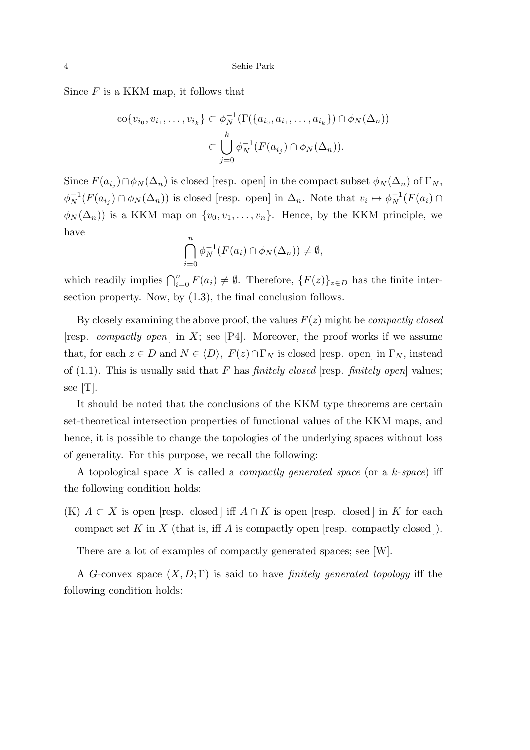Since $F$ is a KKM map, it follows that

$$\begin{aligned}
\mathrm{co}\{v_{i_0}, v_{i_1}, \ldots, v_{i_k}\} &\subset \phi_N^{-1}(\Gamma(\{a_{i_0}, a_{i_1}, \ldots, a_{i_k}\}) \cap \phi_N(\Delta_n)) \\
&\subset \bigcup_{j=0}^{k} \phi_N^{-1}(F(a_{i_j}) \cap \phi_N(\Delta_n)).
\end{aligned}$$

Since $F(a_{i_j}) \cap \phi_N(\Delta_n)$ is closed [resp. open] in the compact subset $\phi_N(\Delta_n)$ of $\Gamma_N$, $\phi_N^{-1}(F(a_{i_j}) \cap \phi_N(\Delta_n))$ is closed [resp. open] in $\Delta_n$. Note that $v_i \mapsto \phi_N^{-1}(F(a_i) \cap \phi_N(\Delta_n))$ is a KKM map on $\{v_0, v_1, \ldots, v_n\}$. Hence, by the KKM principle, we have

$$\bigcap_{i=0}^{n} \phi_N^{-1}(F(a_i) \cap \phi_N(\Delta_n)) \neq \emptyset,$$

which readily implies $\bigcap_{i=0}^{n} F(a_i) \neq \emptyset$. Therefore, $\{F(z)\}_{z \in D}$ has the finite intersection property. Now, by (1.3), the final conclusion follows.

By closely examining the above proof, the values $F(z)$ might be *compactly closed* [resp. *compactly open*] in $X$; see [P4]. Moreover, the proof works if we assume that, for each $z \in D$ and $N \in \langle D \rangle$, $F(z) \cap \Gamma_N$ is closed [resp. open] in $\Gamma_N$, instead of (1.1). This is usually said that $F$ has *finitely closed* [resp. *finitely open*] values; see [T].

It should be noted that the conclusions of the KKM type theorems are certain set-theoretical intersection properties of functional values of the KKM maps, and hence, it is possible to change the topologies of the underlying spaces without loss of generality. For this purpose, we recall the following:

A topological space $X$ is called a *compactly generated space* (or a *k-space*) iff the following condition holds:

(K) $A \subset X$ is open [resp. closed] iff $A \cap K$ is open [resp. closed] in $K$ for each compact set $K$ in $X$ (that is, iff $A$ is compactly open [resp. compactly closed]).

There are a lot of examples of compactly generated spaces; see [W].

A $G$-convex space $(X, D; \Gamma)$ is said to have *finitely generated topology* iff the following condition holds: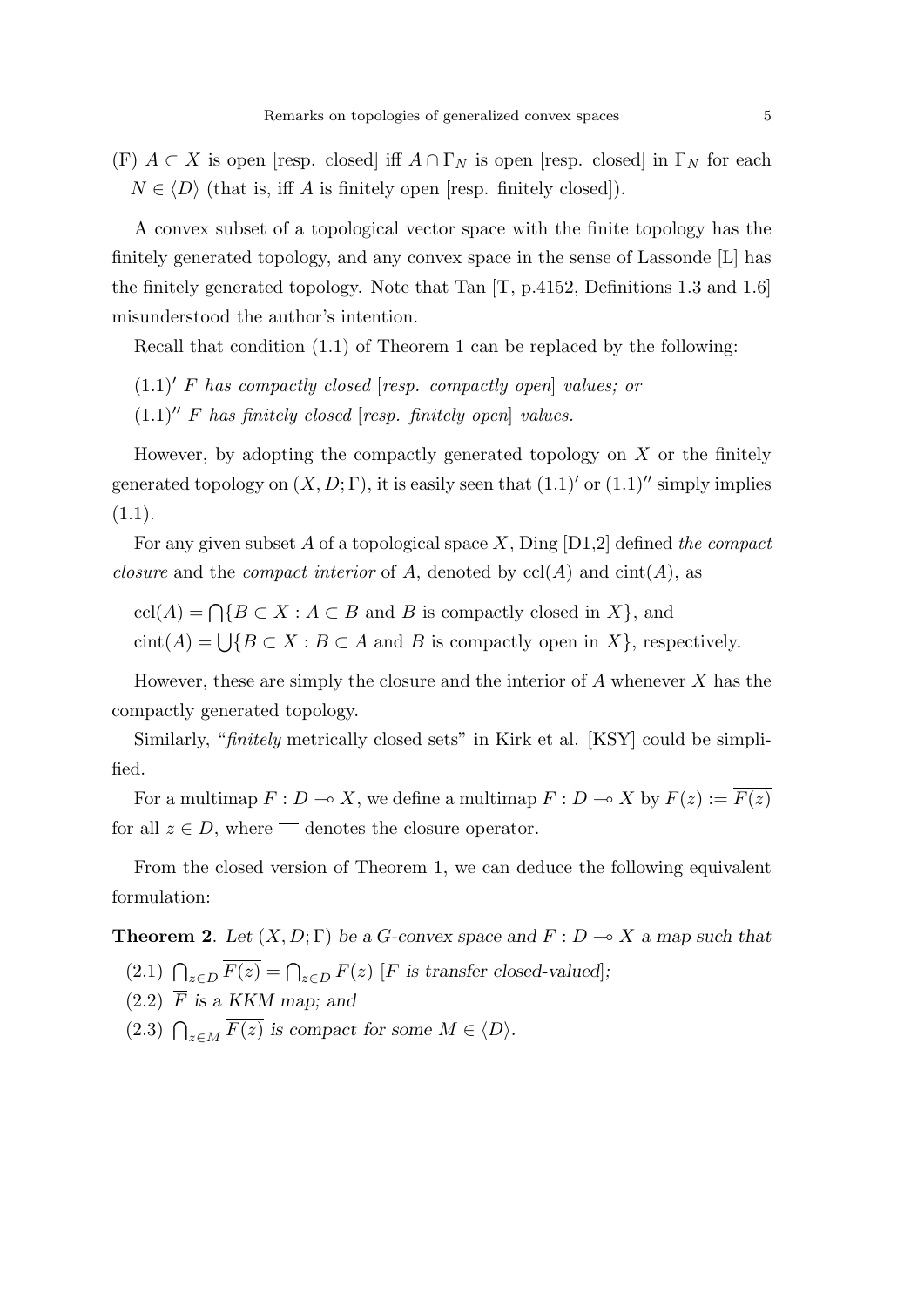(F) $A \subset X$ is open [resp. closed] iff $A \cap \Gamma_N$ is open [resp. closed] in $\Gamma_N$ for each $N \in \langle D \rangle$ (that is, iff $A$ is finitely open [resp. finitely closed]).

A convex subset of a topological vector space with the finite topology has the finitely generated topology, and any convex space in the sense of Lassonde [L] has the finitely generated topology. Note that Tan [T, p.4152, Definitions 1.3 and 1.6] misunderstood the author's intention.

Recall that condition (1.1) of Theorem 1 can be replaced by the following:

$(1.1)'$ *$F$ has compactly closed [resp. compactly open] values; or*

$(1.1)''$ *$F$ has finitely closed [resp. finitely open] values.*

However, by adopting the compactly generated topology on $X$ or the finitely generated topology on $(X, D; \Gamma)$, it is easily seen that $(1.1)'$ or $(1.1)''$ simply implies (1.1).

For any given subset $A$ of a topological space $X$, Ding [D1,2] defined *the compact closure* and the *compact interior* of $A$, denoted by $\mathrm{ccl}(A)$ and $\mathrm{cint}(A)$, as

$\mathrm{ccl}(A) = \bigcap\{B \subset X : A \subset B \text{ and } B \text{ is compactly closed in } X\}$, and
$\mathrm{cint}(A) = \bigcup\{B \subset X : B \subset A \text{ and } B \text{ is compactly open in } X\}$, respectively.

However, these are simply the closure and the interior of $A$ whenever $X$ has the compactly generated topology.

Similarly, "*finitely* metrically closed sets" in Kirk et al. [KSY] could be simplified.

For a multimap $F : D \multimap X$, we define a multimap $\overline{F} : D \multimap X$ by $\overline{F}(z) := \overline{F(z)}$ for all $z \in D$, where $\overline{\phantom{x}}$ denotes the closure operator.

From the closed version of Theorem 1, we can deduce the following equivalent formulation:

**Theorem 2**. *Let $(X, D; \Gamma)$ be a G-convex space and $F : D \multimap X$ a map such that*

(2.1) $\bigcap_{z \in D} \overline{F(z)} = \bigcap_{z \in D} F(z)$ *[$F$ is transfer closed-valued];*

(2.2) *$\overline{F}$ is a KKM map; and*

(2.3) *$\bigcap_{z \in M} \overline{F(z)}$ is compact for some $M \in \langle D \rangle$.*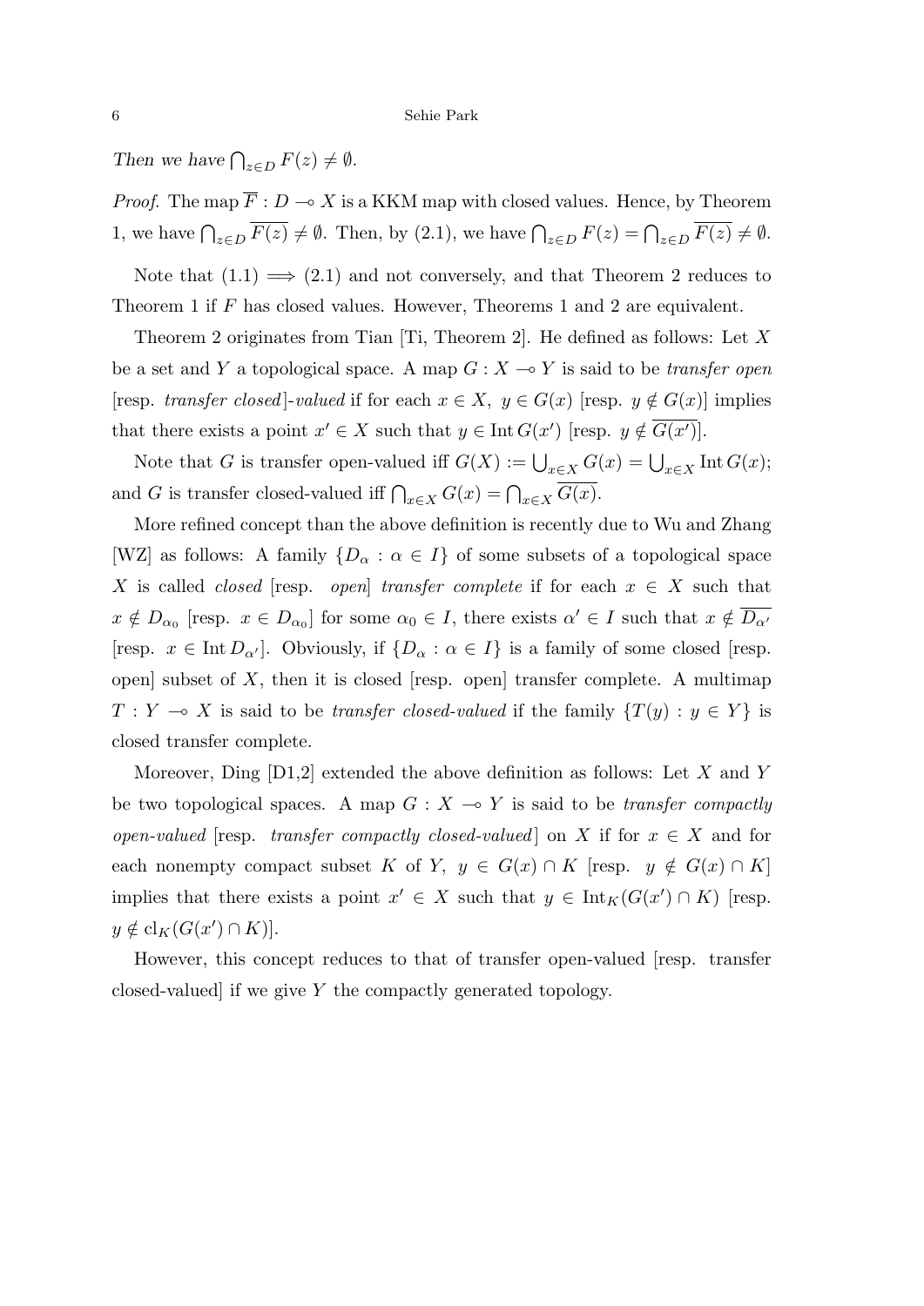*Then we have* $\bigcap_{z\in D} F(z) \neq \emptyset$.

*Proof.* The map $\overline{F} : D \multimap X$ is a KKM map with closed values. Hence, by Theorem 1, we have $\bigcap_{z\in D} \overline{F(z)} \neq \emptyset$. Then, by (2.1), we have $\bigcap_{z\in D} F(z) = \bigcap_{z\in D} \overline{F(z)} \neq \emptyset$.

Note that (1.1) $\Longrightarrow$ (2.1) and not conversely, and that Theorem 2 reduces to Theorem 1 if $F$ has closed values. However, Theorems 1 and 2 are equivalent.

Theorem 2 originates from Tian [Ti, Theorem 2]. He defined as follows: Let $X$ be a set and $Y$ a topological space. A map $G : X \multimap Y$ is said to be *transfer open* [resp. *transfer closed*]*-valued* if for each $x \in X$, $y \in G(x)$ [resp. $y \notin G(x)$] implies that there exists a point $x' \in X$ such that $y \in \operatorname{Int} G(x')$ [resp. $y \notin \overline{G(x')}$].

Note that $G$ is transfer open-valued iff $G(X) := \bigcup_{x\in X} G(x) = \bigcup_{x\in X} \operatorname{Int} G(x)$; and $G$ is transfer closed-valued iff $\bigcap_{x\in X} G(x) = \bigcap_{x\in X} \overline{G(x)}$.

More refined concept than the above definition is recently due to Wu and Zhang [WZ] as follows: A family $\{D_\alpha : \alpha \in I\}$ of some subsets of a topological space $X$ is called *closed* [resp. *open*] *transfer complete* if for each $x \in X$ such that $x \notin D_{\alpha_0}$ [resp. $x \in D_{\alpha_0}$] for some $\alpha_0 \in I$, there exists $\alpha' \in I$ such that $x \notin \overline{D_{\alpha'}}$ [resp. $x \in \operatorname{Int} D_{\alpha'}$]. Obviously, if $\{D_\alpha : \alpha \in I\}$ is a family of some closed [resp. open] subset of $X$, then it is closed [resp. open] transfer complete. A multimap $T : Y \multimap X$ is said to be *transfer closed-valued* if the family $\{T(y) : y \in Y\}$ is closed transfer complete.

Moreover, Ding [D1,2] extended the above definition as follows: Let $X$ and $Y$ be two topological spaces. A map $G : X \multimap Y$ is said to be *transfer compactly open-valued* [resp. *transfer compactly closed-valued*] on $X$ if for $x \in X$ and for each nonempty compact subset $K$ of $Y$, $y \in G(x) \cap K$ [resp. $y \notin G(x) \cap K$] implies that there exists a point $x' \in X$ such that $y \in \operatorname{Int}_K(G(x') \cap K)$ [resp. $y \notin \operatorname{cl}_K(G(x') \cap K)$].

However, this concept reduces to that of transfer open-valued [resp. transfer closed-valued] if we give $Y$ the compactly generated topology.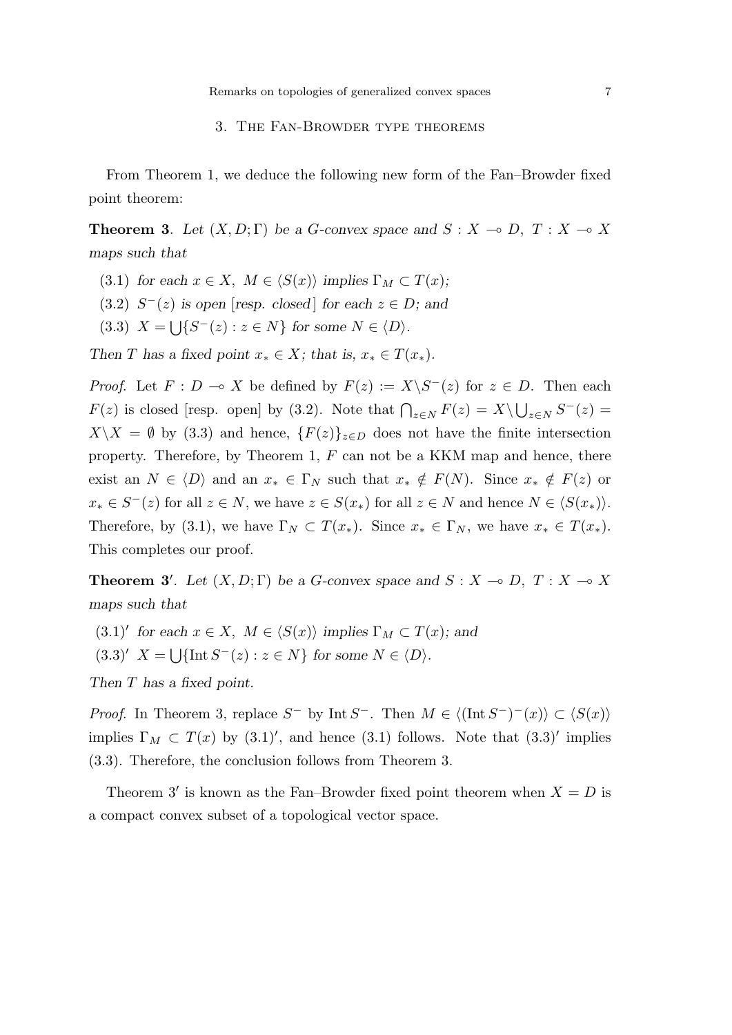## 3. The Fan-Browder type theorems

From Theorem 1, we deduce the following new form of the Fan–Browder fixed point theorem:

**Theorem 3**. *Let $(X, D; \Gamma)$ be a G-convex space and $S : X \multimap D$, $T : X \multimap X$ maps such that*

- (3.1) *for each $x \in X$, $M \in \langle S(x) \rangle$ implies $\Gamma_M \subset T(x)$;*
- (3.2) *$S^{-}(z)$ is open [resp. closed] for each $z \in D$; and*
- (3.3) *$X = \bigcup \{ S^{-}(z) : z \in N \}$ for some $N \in \langle D \rangle$.*

*Then $T$ has a fixed point $x_* \in X$; that is, $x_* \in T(x_*)$.*

*Proof*. Let $F : D \multimap X$ be defined by $F(z) := X \backslash S^{-}(z)$ for $z \in D$. Then each $F(z)$ is closed [resp. open] by (3.2). Note that $\bigcap_{z \in N} F(z) = X \backslash \bigcup_{z \in N} S^{-}(z) = X \backslash X = \emptyset$ by (3.3) and hence, $\{F(z)\}_{z \in D}$ does not have the finite intersection property. Therefore, by Theorem 1, $F$ can not be a KKM map and hence, there exist an $N \in \langle D \rangle$ and an $x_* \in \Gamma_N$ such that $x_* \notin F(N)$. Since $x_* \notin F(z)$ or $x_* \in S^{-}(z)$ for all $z \in N$, we have $z \in S(x_*)$ for all $z \in N$ and hence $N \in \langle S(x_*) \rangle$. Therefore, by (3.1), we have $\Gamma_N \subset T(x_*)$. Since $x_* \in \Gamma_N$, we have $x_* \in T(x_*)$. This completes our proof.

**Theorem 3′**. *Let $(X, D; \Gamma)$ be a G-convex space and $S : X \multimap D$, $T : X \multimap X$ maps such that*

- (3.1)′ *for each $x \in X$, $M \in \langle S(x) \rangle$ implies $\Gamma_M \subset T(x)$; and*
- (3.3)′ *$X = \bigcup \{ \operatorname{Int} S^{-}(z) : z \in N \}$ for some $N \in \langle D \rangle$.*

*Then $T$ has a fixed point.*

*Proof*. In Theorem 3, replace $S^{-}$ by $\operatorname{Int} S^{-}$. Then $M \in \langle (\operatorname{Int} S^{-})^{-}(x) \rangle \subset \langle S(x) \rangle$ implies $\Gamma_M \subset T(x)$ by (3.1)′, and hence (3.1) follows. Note that (3.3)′ implies (3.3). Therefore, the conclusion follows from Theorem 3.

Theorem 3′ is known as the Fan–Browder fixed point theorem when $X = D$ is a compact convex subset of a topological vector space.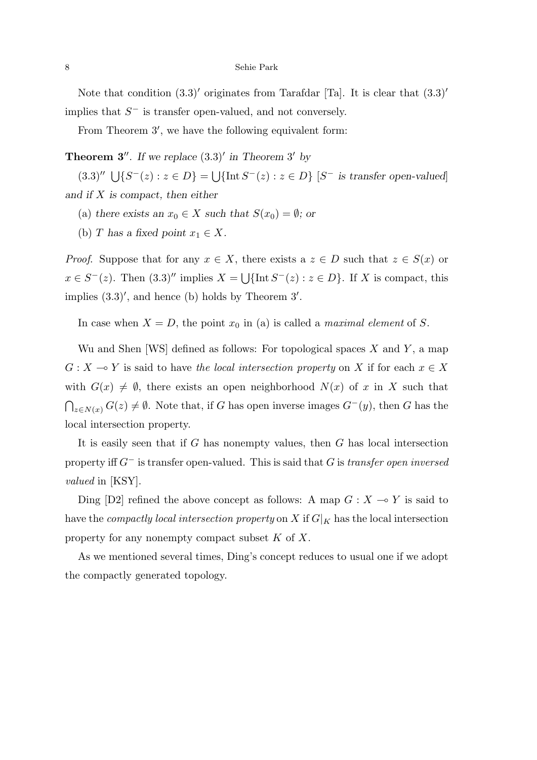Note that condition $(3.3)'$ originates from Tarafdar [Ta]. It is clear that $(3.3)'$ implies that $S^-$ is transfer open-valued, and not conversely.

From Theorem $3'$, we have the following equivalent form:

**Theorem $3''$.** *If we replace $(3.3)'$ in Theorem $3'$ by*

$(3.3)''$ $\bigcup\{S^-(z) : z \in D\} = \bigcup\{\operatorname{Int} S^-(z) : z \in D\}$ [*$S^-$ is transfer open-valued*] *and if $X$ is compact, then either*

(a) *there exists an $x_0 \in X$ such that $S(x_0) = \emptyset$; or*

(b) *$T$ has a fixed point $x_1 \in X$.*

*Proof.* Suppose that for any $x \in X$, there exists a $z \in D$ such that $z \in S(x)$ or $x \in S^-(z)$. Then $(3.3)''$ implies $X = \bigcup\{\operatorname{Int} S^-(z) : z \in D\}$. If $X$ is compact, this implies $(3.3)'$, and hence (b) holds by Theorem $3'$.

In case when $X = D$, the point $x_0$ in (a) is called a *maximal element* of $S$.

Wu and Shen [WS] defined as follows: For topological spaces $X$ and $Y$, a map $G : X \multimap Y$ is said to have *the local intersection property* on $X$ if for each $x \in X$ with $G(x) \neq \emptyset$, there exists an open neighborhood $N(x)$ of $x$ in $X$ such that $\bigcap_{z \in N(x)} G(z) \neq \emptyset$. Note that, if $G$ has open inverse images $G^-(y)$, then $G$ has the local intersection property.

It is easily seen that if $G$ has nonempty values, then $G$ has local intersection property iff $G^-$ is transfer open-valued. This is said that $G$ is *transfer open inversed valued* in [KSY].

Ding [D2] refined the above concept as follows: A map $G : X \multimap Y$ is said to have the *compactly local intersection property* on $X$ if $G|_K$ has the local intersection property for any nonempty compact subset $K$ of $X$.

As we mentioned several times, Ding's concept reduces to usual one if we adopt the compactly generated topology.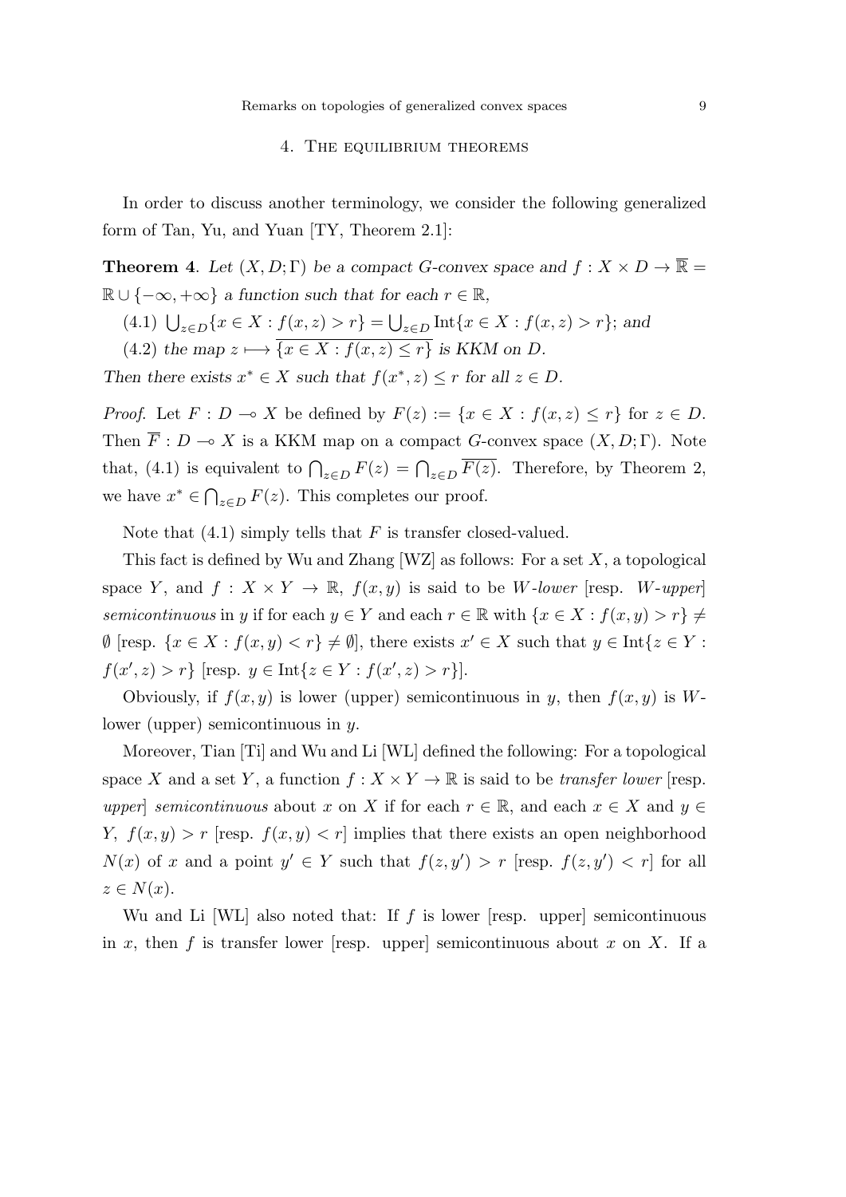## 4. The equilibrium theorems

In order to discuss another terminology, we consider the following generalized form of Tan, Yu, and Yuan [TY, Theorem 2.1]:

**Theorem 4**. *Let $(X, D; \Gamma)$ be a compact G-convex space and $f : X \times D \to \overline{\mathbb{R}} = \mathbb{R} \cup \{-\infty, +\infty\}$ a function such that for each $r \in \mathbb{R}$,*

(4.1) $\bigcup_{z \in D} \{x \in X : f(x, z) > r\} = \bigcup_{z \in D} \mathrm{Int}\{x \in X : f(x, z) > r\}$*; and*

(4.2) *the map* $z \longmapsto \overline{\{x \in X : f(x, z) \leq r\}}$ *is KKM on* $D$.

*Then there exists $x^* \in X$ such that $f(x^*, z) \leq r$ for all $z \in D$.*

*Proof*. Let $F : D \multimap X$ be defined by $F(z) := \{x \in X : f(x, z) \leq r\}$ for $z \in D$. Then $\overline{F} : D \multimap X$ is a KKM map on a compact G-convex space $(X, D; \Gamma)$. Note that, (4.1) is equivalent to $\bigcap_{z \in D} F(z) = \bigcap_{z \in D} \overline{F(z)}$. Therefore, by Theorem 2, we have $x^* \in \bigcap_{z \in D} F(z)$. This completes our proof.

Note that (4.1) simply tells that $F$ is transfer closed-valued.

This fact is defined by Wu and Zhang [WZ] as follows: For a set $X$, a topological space $Y$, and $f : X \times Y \to \mathbb{R}$, $f(x, y)$ is said to be *W-lower* [resp. *W-upper*] *semicontinuous* in $y$ if for each $y \in Y$ and each $r \in \mathbb{R}$ with $\{x \in X : f(x, y) > r\} \neq \emptyset$ [resp. $\{x \in X : f(x, y) < r\} \neq \emptyset$], there exists $x' \in X$ such that $y \in \mathrm{Int}\{z \in Y : f(x', z) > r\}$ [resp. $y \in \mathrm{Int}\{z \in Y : f(x', z) > r\}$].

Obviously, if $f(x, y)$ is lower (upper) semicontinuous in $y$, then $f(x, y)$ is $W$-lower (upper) semicontinuous in $y$.

Moreover, Tian [Ti] and Wu and Li [WL] defined the following: For a topological space $X$ and a set $Y$, a function $f : X \times Y \to \mathbb{R}$ is said to be *transfer lower* [resp. *upper*] *semicontinuous* about $x$ on $X$ if for each $r \in \mathbb{R}$, and each $x \in X$ and $y \in Y$, $f(x, y) > r$ [resp. $f(x, y) < r$] implies that there exists an open neighborhood $N(x)$ of $x$ and a point $y' \in Y$ such that $f(z, y') > r$ [resp. $f(z, y') < r$] for all $z \in N(x)$.

Wu and Li [WL] also noted that: If $f$ is lower [resp. upper] semicontinuous in $x$, then $f$ is transfer lower [resp. upper] semicontinuous about $x$ on $X$. If a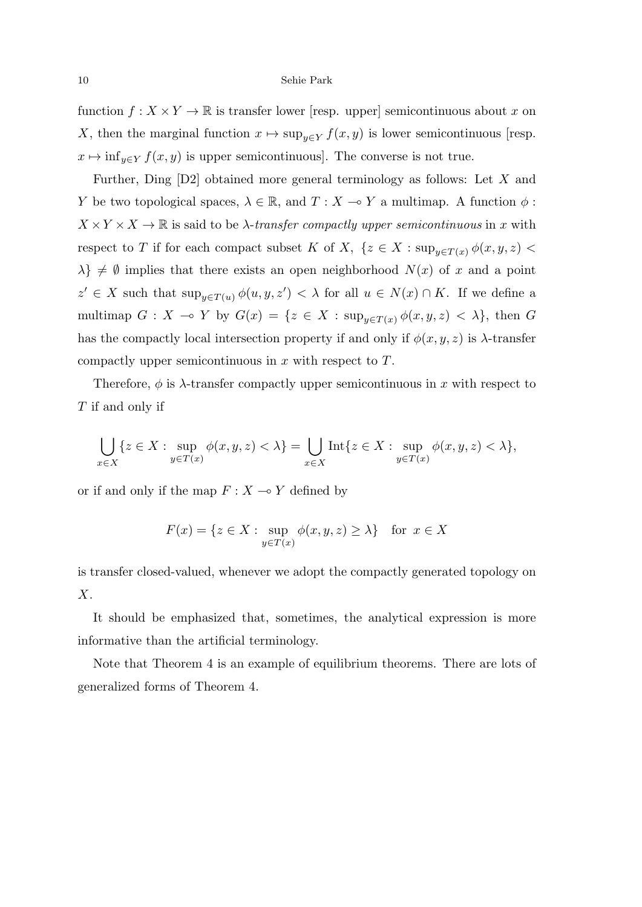function $f : X \times Y \to \mathbb{R}$ is transfer lower [resp. upper] semicontinuous about $x$ on $X$, then the marginal function $x \mapsto \sup_{y \in Y} f(x, y)$ is lower semicontinuous [resp. $x \mapsto \inf_{y \in Y} f(x, y)$ is upper semicontinuous]. The converse is not true.

Further, Ding [D2] obtained more general terminology as follows: Let $X$ and $Y$ be two topological spaces, $\lambda \in \mathbb{R}$, and $T : X \multimap Y$ a multimap. A function $\phi : X \times Y \times X \to \mathbb{R}$ is said to be *$\lambda$-transfer compactly upper semicontinuous* in $x$ with respect to $T$ if for each compact subset $K$ of $X$, $\{z \in X : \sup_{y \in T(x)} \phi(x, y, z) < \lambda\} \neq \emptyset$ implies that there exists an open neighborhood $N(x)$ of $x$ and a point $z' \in X$ such that $\sup_{y \in T(u)} \phi(u, y, z') < \lambda$ for all $u \in N(x) \cap K$. If we define a multimap $G : X \multimap Y$ by $G(x) = \{z \in X : \sup_{y \in T(x)} \phi(x, y, z) < \lambda\}$, then $G$ has the compactly local intersection property if and only if $\phi(x, y, z)$ is $\lambda$-transfer compactly upper semicontinuous in $x$ with respect to $T$.

Therefore, $\phi$ is $\lambda$-transfer compactly upper semicontinuous in $x$ with respect to $T$ if and only if

$$\bigcup_{x \in X} \{z \in X : \sup_{y \in T(x)} \phi(x, y, z) < \lambda\} = \bigcup_{x \in X} \mathrm{Int}\{z \in X : \sup_{y \in T(x)} \phi(x, y, z) < \lambda\},$$

or if and only if the map $F : X \multimap Y$ defined by

$$F(x) = \{z \in X : \sup_{y \in T(x)} \phi(x, y, z) \geq \lambda\} \quad \text{for } x \in X$$

is transfer closed-valued, whenever we adopt the compactly generated topology on $X$.

It should be emphasized that, sometimes, the analytical expression is more informative than the artificial terminology.

Note that Theorem 4 is an example of equilibrium theorems. There are lots of generalized forms of Theorem 4.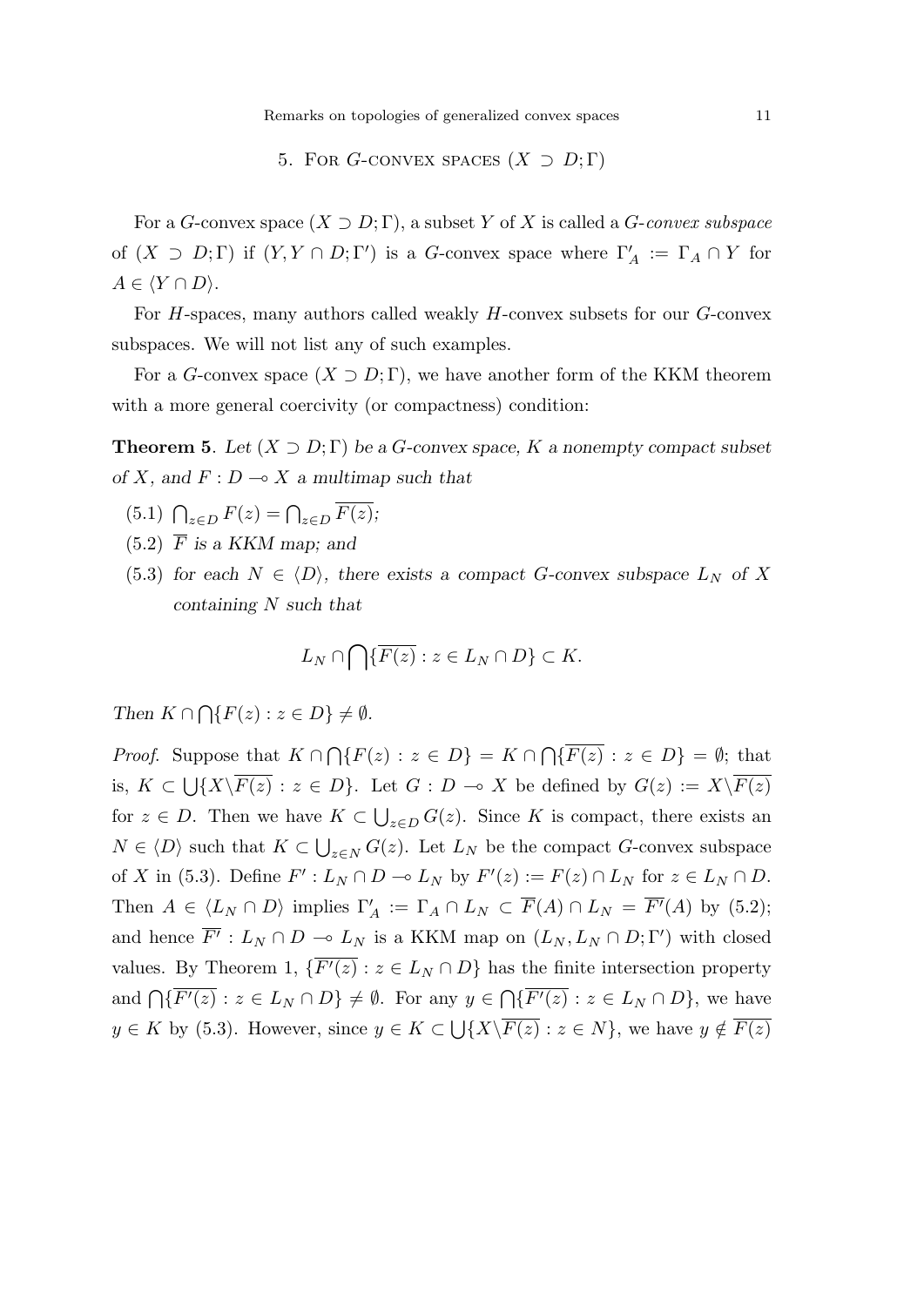## 5. For $G$-convex spaces $(X \supset D; \Gamma)$

For a $G$-convex space $(X \supset D; \Gamma)$, a subset $Y$ of $X$ is called a *$G$-convex subspace* of $(X \supset D; \Gamma)$ if $(Y, Y \cap D; \Gamma')$ is a $G$-convex space where $\Gamma'_A := \Gamma_A \cap Y$ for $A \in \langle Y \cap D \rangle$.

For $H$-spaces, many authors called weakly $H$-convex subsets for our $G$-convex subspaces. We will not list any of such examples.

For a $G$-convex space $(X \supset D; \Gamma)$, we have another form of the KKM theorem with a more general coercivity (or compactness) condition:

**Theorem 5**. *Let $(X \supset D; \Gamma)$ be a $G$-convex space, $K$ a nonempty compact subset of $X$, and $F : D \multimap X$ a multimap such that*

(5.1) $\bigcap_{z \in D} F(z) = \bigcap_{z \in D} \overline{F(z)}$;

(5.2) $\overline{F}$ *is a KKM map; and*

(5.3) *for each $N \in \langle D \rangle$, there exists a compact $G$-convex subspace $L_N$ of $X$ containing $N$ such that*

$$L_N \cap \bigcap \{\overline{F(z)} : z \in L_N \cap D\} \subset K.$$

*Then $K \cap \bigcap \{F(z) : z \in D\} \neq \emptyset$.*

*Proof*. Suppose that $K \cap \bigcap\{F(z) : z \in D\} = K \cap \bigcap\{\overline{F(z)} : z \in D\} = \emptyset$; that is, $K \subset \bigcup\{X \backslash \overline{F(z)} : z \in D\}$. Let $G : D \multimap X$ be defined by $G(z) := X \backslash \overline{F(z)}$ for $z \in D$. Then we have $K \subset \bigcup_{z \in D} G(z)$. Since $K$ is compact, there exists an $N \in \langle D \rangle$ such that $K \subset \bigcup_{z \in N} G(z)$. Let $L_N$ be the compact $G$-convex subspace of $X$ in (5.3). Define $F' : L_N \cap D \multimap L_N$ by $F'(z) := F(z) \cap L_N$ for $z \in L_N \cap D$. Then $A \in \langle L_N \cap D \rangle$ implies $\Gamma'_A := \Gamma_A \cap L_N \subset \overline{F}(A) \cap L_N = \overline{F'}(A)$ by (5.2); and hence $\overline{F'} : L_N \cap D \multimap L_N$ is a KKM map on $(L_N, L_N \cap D; \Gamma')$ with closed values. By Theorem 1, $\{\overline{F'(z)} : z \in L_N \cap D\}$ has the finite intersection property and $\bigcap\{\overline{F'(z)} : z \in L_N \cap D\} \neq \emptyset$. For any $y \in \bigcap\{\overline{F'(z)} : z \in L_N \cap D\}$, we have $y \in K$ by (5.3). However, since $y \in K \subset \bigcup\{X \backslash \overline{F(z)} : z \in N\}$, we have $y \notin \overline{F(z)}$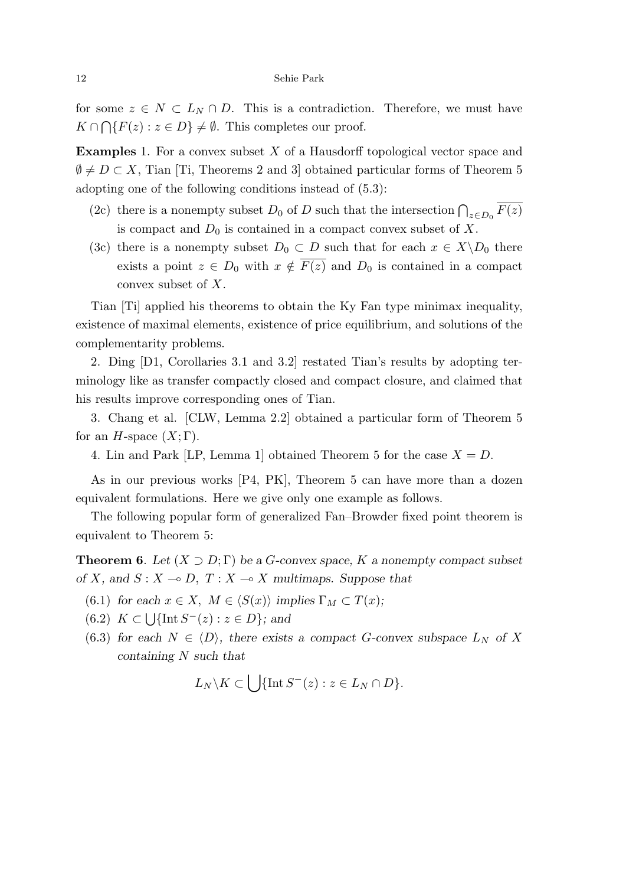for some $z \in N \subset L_N \cap D$. This is a contradiction. Therefore, we must have $K \cap \bigcap\{F(z) : z \in D\} \neq \emptyset$. This completes our proof.

**Examples** 1. For a convex subset $X$ of a Hausdorff topological vector space and $\emptyset \neq D \subset X$, Tian [Ti, Theorems 2 and 3] obtained particular forms of Theorem 5 adopting one of the following conditions instead of (5.3):

- (2c) there is a nonempty subset $D_0$ of $D$ such that the intersection $\bigcap_{z \in D_0} \overline{F(z)}$ is compact and $D_0$ is contained in a compact convex subset of $X$.
- (3c) there is a nonempty subset $D_0 \subset D$ such that for each $x \in X \backslash D_0$ there exists a point $z \in D_0$ with $x \notin \overline{F(z)}$ and $D_0$ is contained in a compact convex subset of $X$.

Tian [Ti] applied his theorems to obtain the Ky Fan type minimax inequality, existence of maximal elements, existence of price equilibrium, and solutions of the complementarity problems.

2. Ding [D1, Corollaries 3.1 and 3.2] restated Tian's results by adopting terminology like as transfer compactly closed and compact closure, and claimed that his results improve corresponding ones of Tian.

3. Chang et al. [CLW, Lemma 2.2] obtained a particular form of Theorem 5 for an $H$-space $(X; \Gamma)$.

4. Lin and Park [LP, Lemma 1] obtained Theorem 5 for the case $X = D$.

As in our previous works [P4, PK], Theorem 5 can have more than a dozen equivalent formulations. Here we give only one example as follows.

The following popular form of generalized Fan–Browder fixed point theorem is equivalent to Theorem 5:

**Theorem 6**. *Let $(X \supset D; \Gamma)$ be a $G$-convex space, $K$ a nonempty compact subset of $X$, and $S : X \multimap D$, $T : X \multimap X$ multimaps. Suppose that*

- (6.1) *for each $x \in X$, $M \in \langle S(x) \rangle$ implies $\Gamma_M \subset T(x)$;*
- (6.2) *$K \subset \bigcup\{\mathrm{Int}\, S^{-}(z) : z \in D\}$; and*
- (6.3) *for each $N \in \langle D \rangle$, there exists a compact $G$-convex subspace $L_N$ of $X$ containing $N$ such that*

$$L_N \backslash K \subset \bigcup\{\mathrm{Int}\, S^{-}(z) : z \in L_N \cap D\}.$$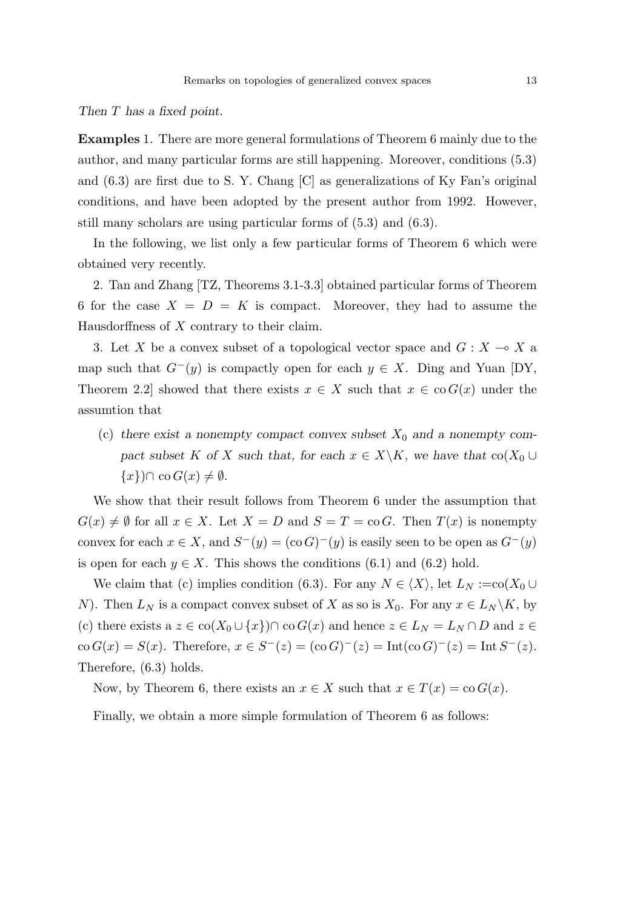*Then $T$ has a fixed point.*

**Examples** 1. There are more general formulations of Theorem 6 mainly due to the author, and many particular forms are still happening. Moreover, conditions (5.3) and (6.3) are first due to S. Y. Chang [C] as generalizations of Ky Fan's original conditions, and have been adopted by the present author from 1992. However, still many scholars are using particular forms of (5.3) and (6.3).

In the following, we list only a few particular forms of Theorem 6 which were obtained very recently.

2. Tan and Zhang [TZ, Theorems 3.1-3.3] obtained particular forms of Theorem 6 for the case $X = D = K$ is compact. Moreover, they had to assume the Hausdorffness of $X$ contrary to their claim.

3. Let $X$ be a convex subset of a topological vector space and $G : X \multimap X$ a map such that $G^{-}(y)$ is compactly open for each $y \in X$. Ding and Yuan [DY, Theorem 2.2] showed that there exists $x \in X$ such that $x \in \operatorname{co} G(x)$ under the assumtion that

(c) *there exist a nonempty compact convex subset $X_0$ and a nonempty compact subset $K$ of $X$ such that, for each $x \in X \backslash K$, we have that* $\operatorname{co}(X_0 \cup \{x\}) \cap \operatorname{co} G(x) \neq \emptyset$.

We show that their result follows from Theorem 6 under the assumption that $G(x) \neq \emptyset$ for all $x \in X$. Let $X = D$ and $S = T = \operatorname{co} G$. Then $T(x)$ is nonempty convex for each $x \in X$, and $S^{-}(y) = (\operatorname{co} G)^{-}(y)$ is easily seen to be open as $G^{-}(y)$ is open for each $y \in X$. This shows the conditions (6.1) and (6.2) hold.

We claim that (c) implies condition (6.3). For any $N \in \langle X \rangle$, let $L_N :=\operatorname{co}(X_0 \cup N)$. Then $L_N$ is a compact convex subset of $X$ as so is $X_0$. For any $x \in L_N \backslash K$, by (c) there exists a $z \in \operatorname{co}(X_0 \cup \{x\}) \cap \operatorname{co} G(x)$ and hence $z \in L_N = L_N \cap D$ and $z \in \operatorname{co} G(x) = S(x)$. Therefore, $x \in S^{-}(z) = (\operatorname{co} G)^{-}(z) = \operatorname{Int}(\operatorname{co} G)^{-}(z) = \operatorname{Int} S^{-}(z)$. Therefore, (6.3) holds.

Now, by Theorem 6, there exists an $x \in X$ such that $x \in T(x) = \operatorname{co} G(x)$.

Finally, we obtain a more simple formulation of Theorem 6 as follows: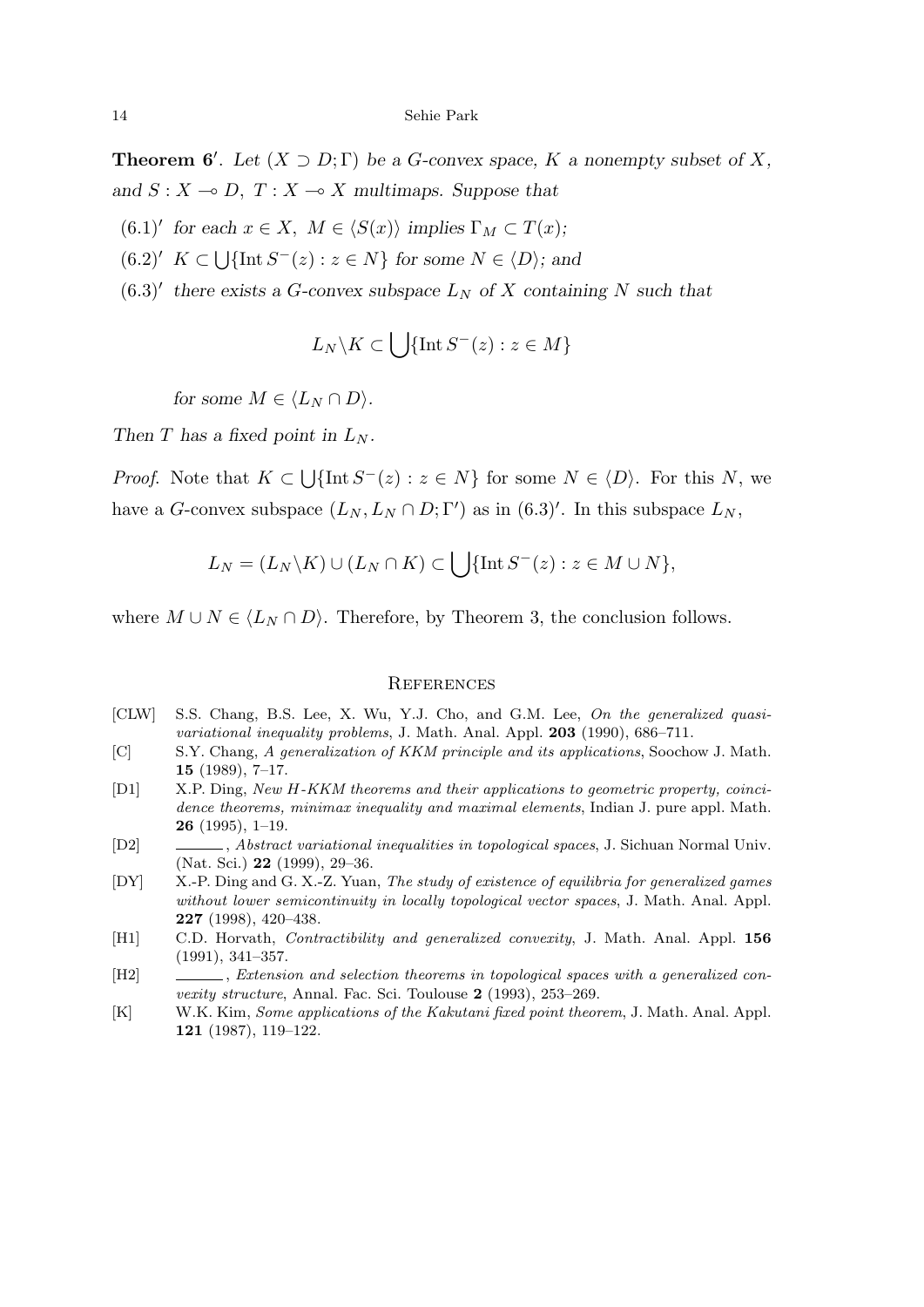**Theorem 6′**. *Let $(X \supset D; \Gamma)$ be a G-convex space, $K$ a nonempty subset of $X$, and $S : X \multimap D$, $T : X \multimap X$ multimaps. Suppose that*

- $(6.1)'$ *for each $x \in X$, $M \in \langle S(x) \rangle$ implies $\Gamma_M \subset T(x)$;*
- $(6.2)'$ *$K \subset \bigcup\{\operatorname{Int} S^{-}(z) : z \in N\}$ for some $N \in \langle D \rangle$; and*
- $(6.3)'$ *there exists a G-convex subspace $L_N$ of $X$ containing $N$ such that*

$$L_N \backslash K \subset \bigcup\{\operatorname{Int} S^{-}(z) : z \in M\}$$

*for some $M \in \langle L_N \cap D \rangle$.*

*Then $T$ has a fixed point in $L_N$.*

*Proof.* Note that $K \subset \bigcup\{\operatorname{Int} S^{-}(z) : z \in N\}$ for some $N \in \langle D \rangle$. For this $N$, we have a $G$-convex subspace $(L_N, L_N \cap D; \Gamma')$ as in $(6.3)'$. In this subspace $L_N$,

$$L_N = (L_N \backslash K) \cup (L_N \cap K) \subset \bigcup\{\operatorname{Int} S^{-}(z) : z \in M \cup N\},$$

where $M \cup N \in \langle L_N \cap D \rangle$. Therefore, by Theorem 3, the conclusion follows.

## References

[CLW] S.S. Chang, B.S. Lee, X. Wu, Y.J. Cho, and G.M. Lee, *On the generalized quasi-variational inequality problems*, J. Math. Anal. Appl. **203** (1990), 686–711.

[C] S.Y. Chang, *A generalization of KKM principle and its applications*, Soochow J. Math. **15** (1989), 7–17.

[D1] X.P. Ding, *New H-KKM theorems and their applications to geometric property, coincidence theorems, minimax inequality and maximal elements*, Indian J. pure appl. Math. **26** (1995), 1–19.

[D2] ______, *Abstract variational inequalities in topological spaces*, J. Sichuan Normal Univ. (Nat. Sci.) **22** (1999), 29–36.

[DY] X.-P. Ding and G. X.-Z. Yuan, *The study of existence of equilibria for generalized games without lower semicontinuity in locally topological vector spaces*, J. Math. Anal. Appl. **227** (1998), 420–438.

[H1] C.D. Horvath, *Contractibility and generalized convexity*, J. Math. Anal. Appl. **156** (1991), 341–357.

[H2] ______, *Extension and selection theorems in topological spaces with a generalized convexity structure*, Annal. Fac. Sci. Toulouse **2** (1993), 253–269.

[K] W.K. Kim, *Some applications of the Kakutani fixed point theorem*, J. Math. Anal. Appl. **121** (1987), 119–122.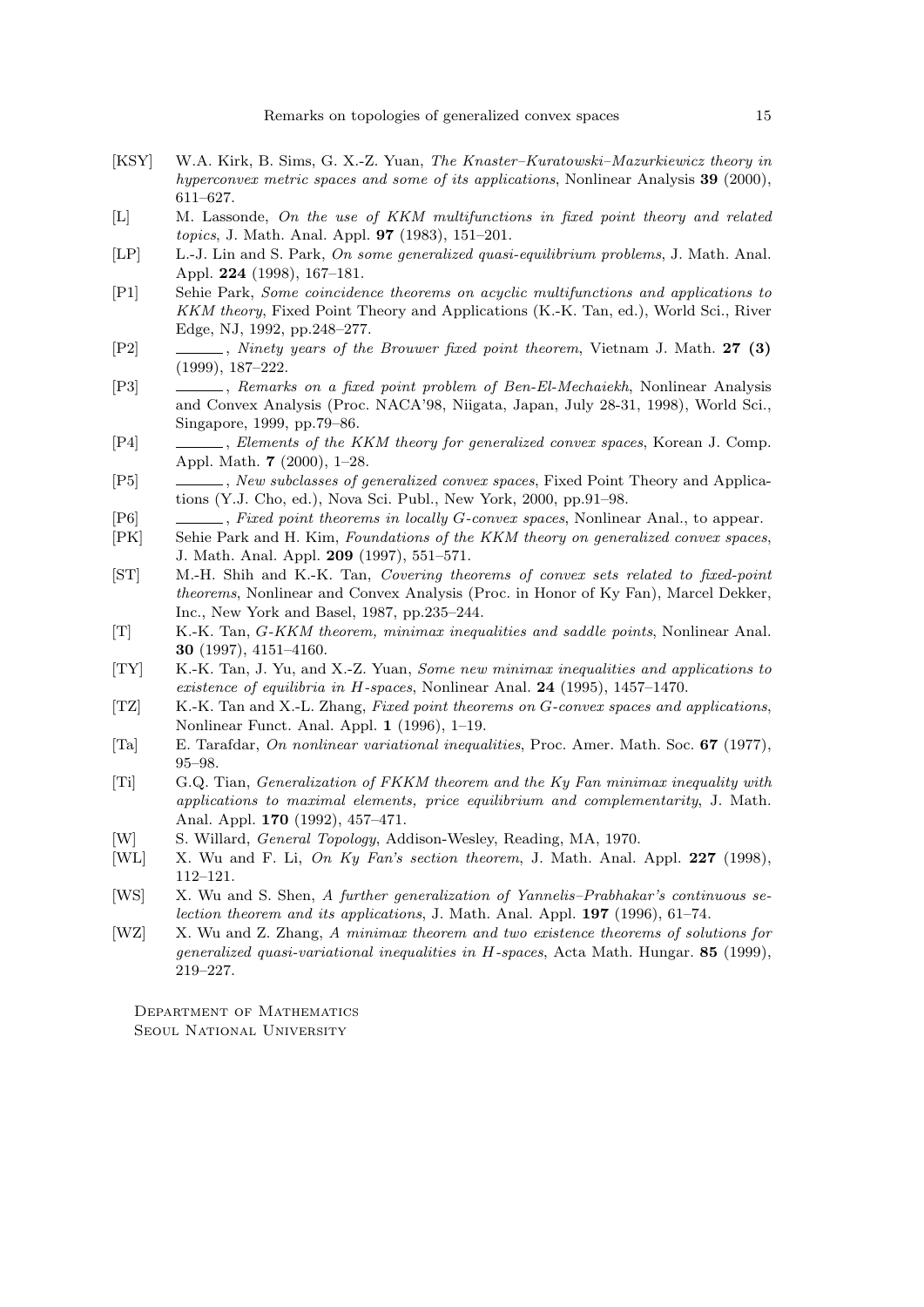[KSY] W.A. Kirk, B. Sims, G. X.-Z. Yuan, *The Knaster–Kuratowski–Mazurkiewicz theory in hyperconvex metric spaces and some of its applications*, Nonlinear Analysis **39** (2000), 611–627.

[L] M. Lassonde, *On the use of KKM multifunctions in fixed point theory and related topics*, J. Math. Anal. Appl. **97** (1983), 151–201.

[LP] L.-J. Lin and S. Park, *On some generalized quasi-equilibrium problems*, J. Math. Anal. Appl. **224** (1998), 167–181.

[P1] Sehie Park, *Some coincidence theorems on acyclic multifunctions and applications to KKM theory*, Fixed Point Theory and Applications (K.-K. Tan, ed.), World Sci., River Edge, NJ, 1992, pp.248–277.

[P2] ______, *Ninety years of the Brouwer fixed point theorem*, Vietnam J. Math. **27 (3)** (1999), 187–222.

[P3] ______, *Remarks on a fixed point problem of Ben-El-Mechaiekh*, Nonlinear Analysis and Convex Analysis (Proc. NACA'98, Niigata, Japan, July 28-31, 1998), World Sci., Singapore, 1999, pp.79–86.

[P4] ______, *Elements of the KKM theory for generalized convex spaces*, Korean J. Comp. Appl. Math. **7** (2000), 1–28.

[P5] ______, *New subclasses of generalized convex spaces*, Fixed Point Theory and Applications (Y.J. Cho, ed.), Nova Sci. Publ., New York, 2000, pp.91–98.

[P6] ______, *Fixed point theorems in locally G-convex spaces*, Nonlinear Anal., to appear.

[PK] Sehie Park and H. Kim, *Foundations of the KKM theory on generalized convex spaces*, J. Math. Anal. Appl. **209** (1997), 551–571.

[ST] M.-H. Shih and K.-K. Tan, *Covering theorems of convex sets related to fixed-point theorems*, Nonlinear and Convex Analysis (Proc. in Honor of Ky Fan), Marcel Dekker, Inc., New York and Basel, 1987, pp.235–244.

[T] K.-K. Tan, *G-KKM theorem, minimax inequalities and saddle points*, Nonlinear Anal. **30** (1997), 4151–4160.

[TY] K.-K. Tan, J. Yu, and X.-Z. Yuan, *Some new minimax inequalities and applications to existence of equilibria in H-spaces*, Nonlinear Anal. **24** (1995), 1457–1470.

[TZ] K.-K. Tan and X.-L. Zhang, *Fixed point theorems on G-convex spaces and applications*, Nonlinear Funct. Anal. Appl. **1** (1996), 1–19.

[Ta] E. Tarafdar, *On nonlinear variational inequalities*, Proc. Amer. Math. Soc. **67** (1977), 95–98.

[Ti] G.Q. Tian, *Generalization of FKKM theorem and the Ky Fan minimax inequality with applications to maximal elements, price equilibrium and complementarity*, J. Math. Anal. Appl. **170** (1992), 457–471.

[W] S. Willard, *General Topology*, Addison-Wesley, Reading, MA, 1970.

[WL] X. Wu and F. Li, *On Ky Fan's section theorem*, J. Math. Anal. Appl. **227** (1998), 112–121.

[WS] X. Wu and S. Shen, *A further generalization of Yannelis–Prabhakar's continuous selection theorem and its applications*, J. Math. Anal. Appl. **197** (1996), 61–74.

[WZ] X. Wu and Z. Zhang, *A minimax theorem and two existence theorems of solutions for generalized quasi-variational inequalities in H-spaces*, Acta Math. Hungar. **85** (1999), 219–227.

Department of Mathematics
Seoul National University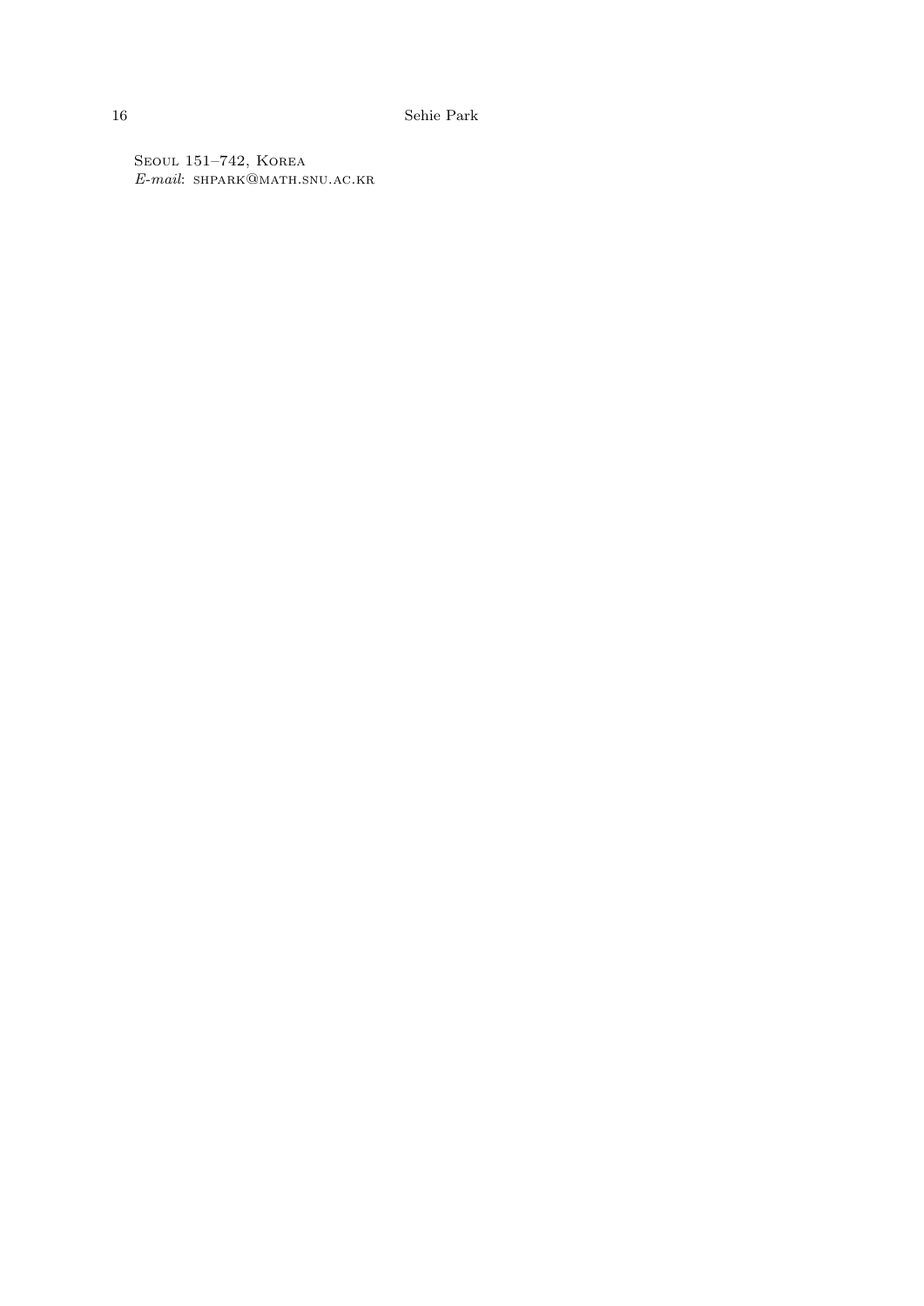Seoul 151–742, Korea
*E-mail*: shpark@math.snu.ac.kr